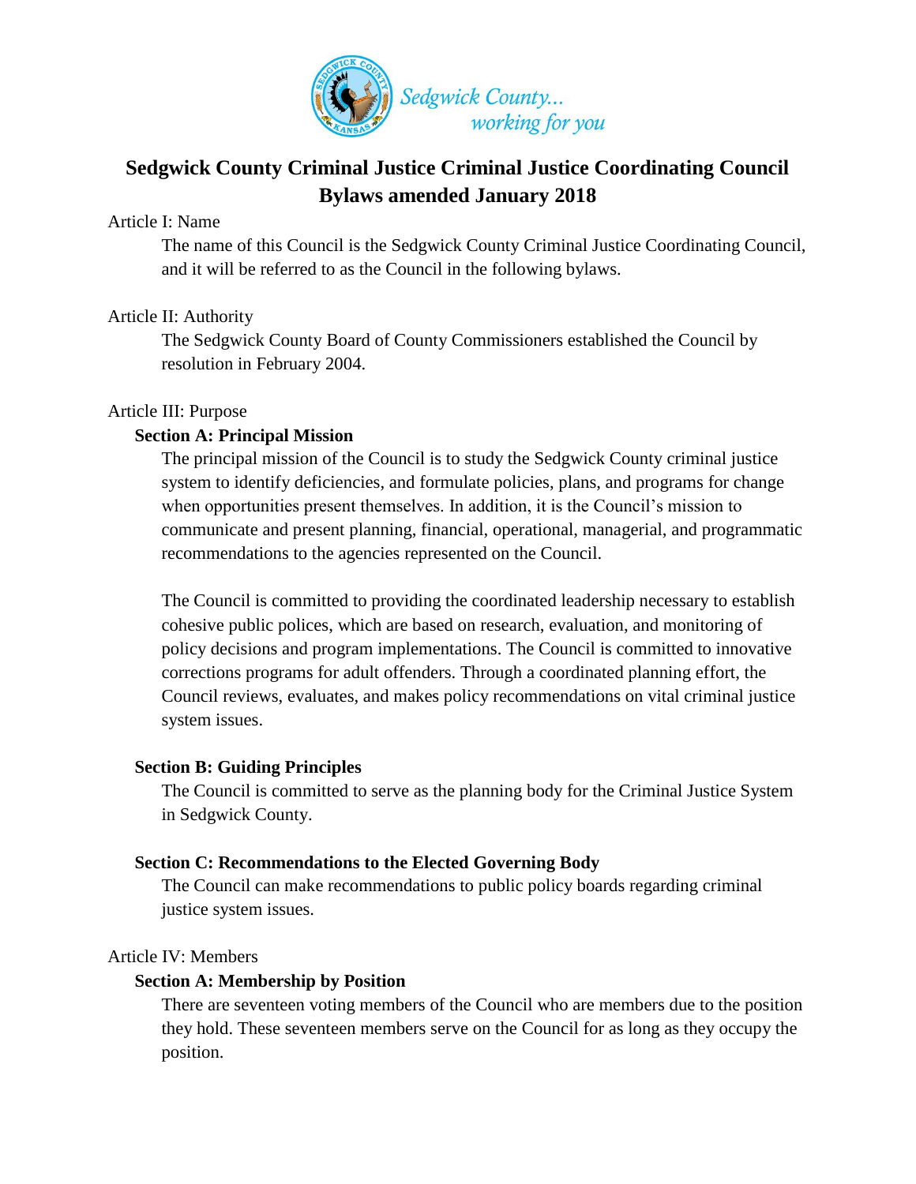Sedgwick County... working for you

# Sedgwick County Criminal Justice Criminal Justice Coordinating Council Bylaws amended January 2018

## Article I: Name

The name of this Council is the Sedgwick County Criminal Justice Coordinating Council, and it will be referred to as the Council in the following bylaws.

## Article II: Authority

The Sedgwick County Board of County Commissioners established the Council by resolution in February 2004.

## Article III: Purpose

### Section A: Principal Mission

The principal mission of the Council is to study the Sedgwick County criminal justice system to identify deficiencies, and formulate policies, plans, and programs for change when opportunities present themselves. In addition, it is the Council's mission to communicate and present planning, financial, operational, managerial, and programmatic recommendations to the agencies represented on the Council.

The Council is committed to providing the coordinated leadership necessary to establish cohesive public polices, which are based on research, evaluation, and monitoring of policy decisions and program implementations. The Council is committed to innovative corrections programs for adult offenders. Through a coordinated planning effort, the Council reviews, evaluates, and makes policy recommendations on vital criminal justice system issues.

### Section B: Guiding Principles

The Council is committed to serve as the planning body for the Criminal Justice System in Sedgwick County.

### Section C: Recommendations to the Elected Governing Body

The Council can make recommendations to public policy boards regarding criminal justice system issues.

## Article IV: Members

### Section A: Membership by Position

There are seventeen voting members of the Council who are members due to the position they hold. These seventeen members serve on the Council for as long as they occupy the position.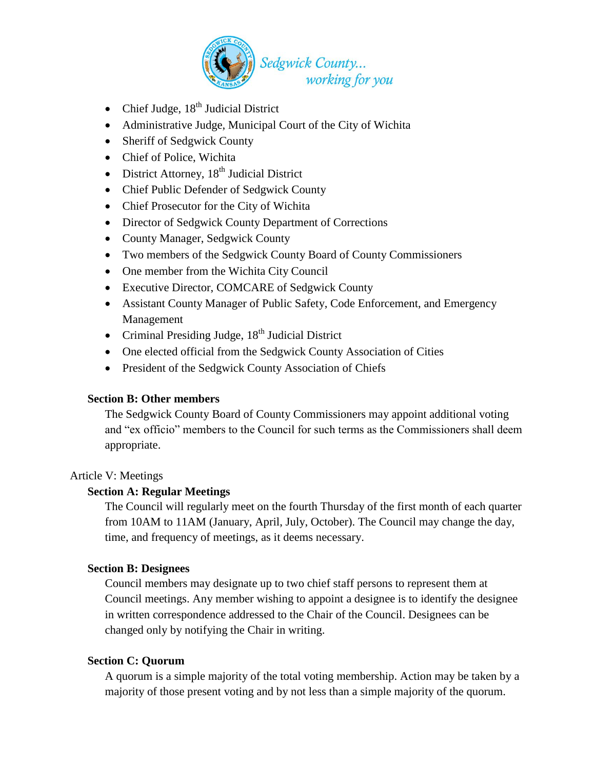- Chief Judge, 18th Judicial District
- Administrative Judge, Municipal Court of the City of Wichita
- Sheriff of Sedgwick County
- Chief of Police, Wichita
- District Attorney, 18th Judicial District
- Chief Public Defender of Sedgwick County
- Chief Prosecutor for the City of Wichita
- Director of Sedgwick County Department of Corrections
- County Manager, Sedgwick County
- Two members of the Sedgwick County Board of County Commissioners
- One member from the Wichita City Council
- Executive Director, COMCARE of Sedgwick County
- Assistant County Manager of Public Safety, Code Enforcement, and Emergency Management
- Criminal Presiding Judge, 18th Judicial District
- One elected official from the Sedgwick County Association of Cities
- President of the Sedgwick County Association of Chiefs

**Section B: Other members**

The Sedgwick County Board of County Commissioners may appoint additional voting and "ex officio" members to the Council for such terms as the Commissioners shall deem appropriate.

Article V: Meetings

**Section A: Regular Meetings**

The Council will regularly meet on the fourth Thursday of the first month of each quarter from 10AM to 11AM (January, April, July, October). The Council may change the day, time, and frequency of meetings, as it deems necessary.

**Section B: Designees**

Council members may designate up to two chief staff persons to represent them at Council meetings. Any member wishing to appoint a designee is to identify the designee in written correspondence addressed to the Chair of the Council. Designees can be changed only by notifying the Chair in writing.

**Section C: Quorum**

A quorum is a simple majority of the total voting membership. Action may be taken by a majority of those present voting and by not less than a simple majority of the quorum.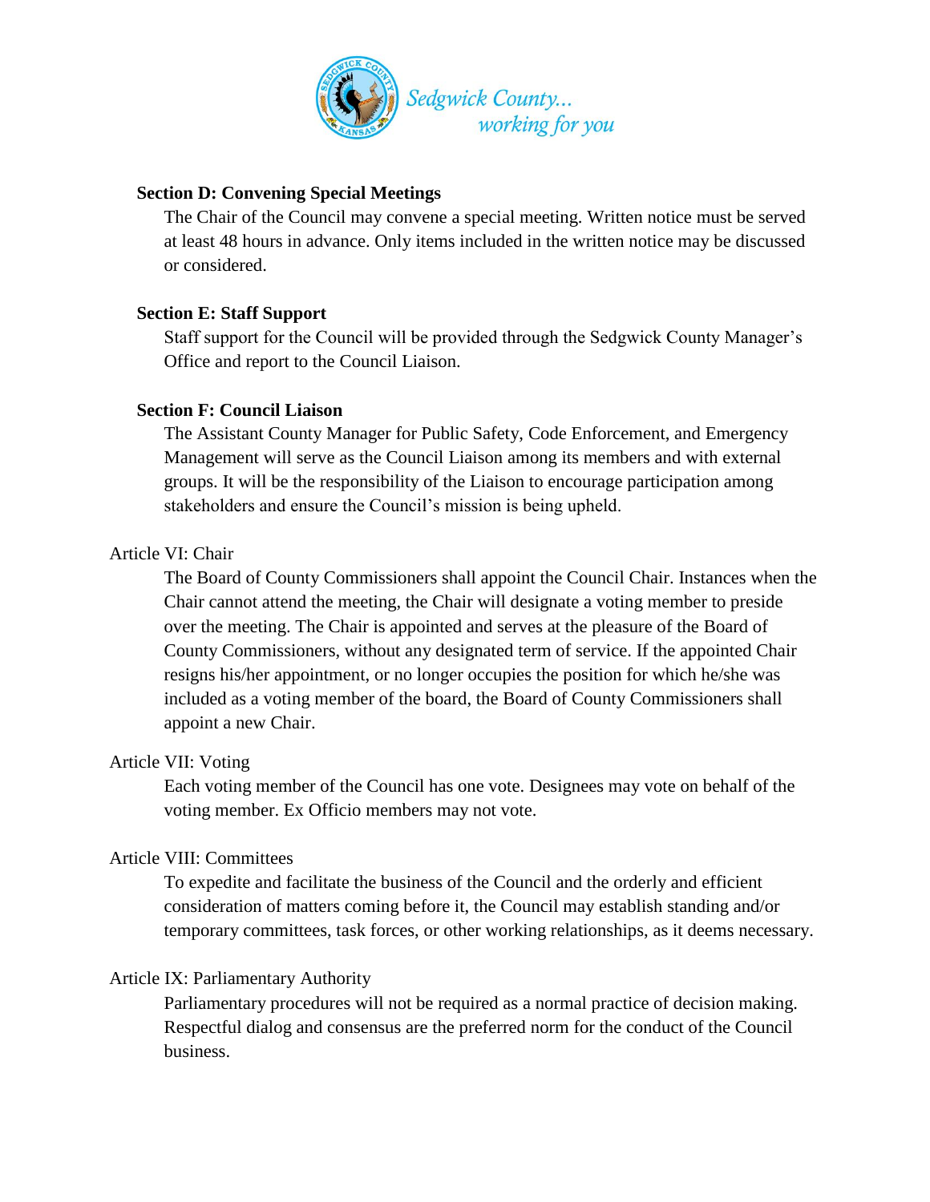**Section D: Convening Special Meetings**

The Chair of the Council may convene a special meeting. Written notice must be served at least 48 hours in advance. Only items included in the written notice may be discussed or considered.

**Section E: Staff Support**

Staff support for the Council will be provided through the Sedgwick County Manager's Office and report to the Council Liaison.

**Section F: Council Liaison**

The Assistant County Manager for Public Safety, Code Enforcement, and Emergency Management will serve as the Council Liaison among its members and with external groups. It will be the responsibility of the Liaison to encourage participation among stakeholders and ensure the Council's mission is being upheld.

Article VI: Chair

The Board of County Commissioners shall appoint the Council Chair. Instances when the Chair cannot attend the meeting, the Chair will designate a voting member to preside over the meeting. The Chair is appointed and serves at the pleasure of the Board of County Commissioners, without any designated term of service. If the appointed Chair resigns his/her appointment, or no longer occupies the position for which he/she was included as a voting member of the board, the Board of County Commissioners shall appoint a new Chair.

Article VII: Voting

Each voting member of the Council has one vote. Designees may vote on behalf of the voting member. Ex Officio members may not vote.

Article VIII: Committees

To expedite and facilitate the business of the Council and the orderly and efficient consideration of matters coming before it, the Council may establish standing and/or temporary committees, task forces, or other working relationships, as it deems necessary.

Article IX: Parliamentary Authority

Parliamentary procedures will not be required as a normal practice of decision making. Respectful dialog and consensus are the preferred norm for the conduct of the Council business.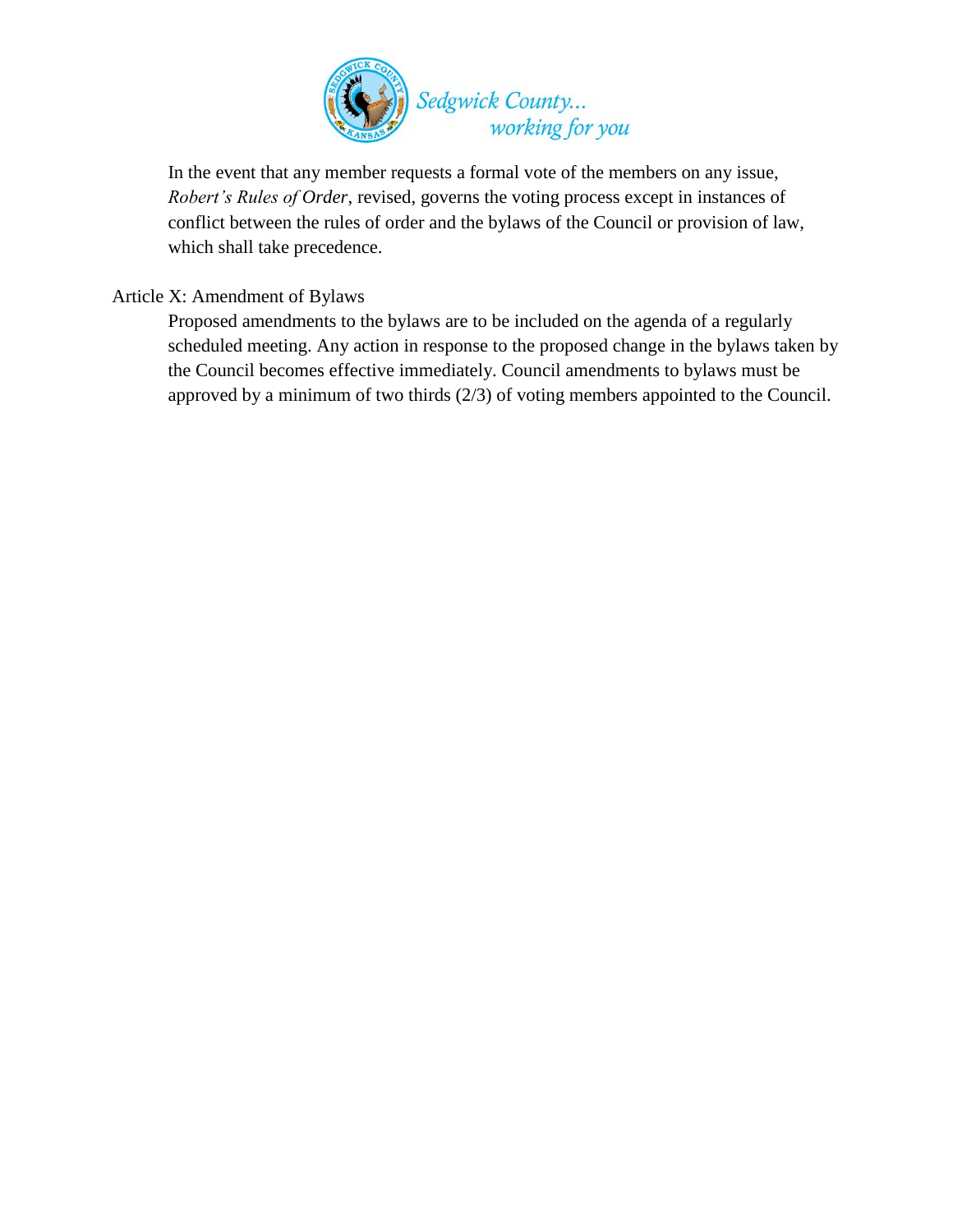In the event that any member requests a formal vote of the members on any issue, *Robert's Rules of Order*, revised, governs the voting process except in instances of conflict between the rules of order and the bylaws of the Council or provision of law, which shall take precedence.

## Article X: Amendment of Bylaws

Proposed amendments to the bylaws are to be included on the agenda of a regularly scheduled meeting. Any action in response to the proposed change in the bylaws taken by the Council becomes effective immediately. Council amendments to bylaws must be approved by a minimum of two thirds (2/3) of voting members appointed to the Council.